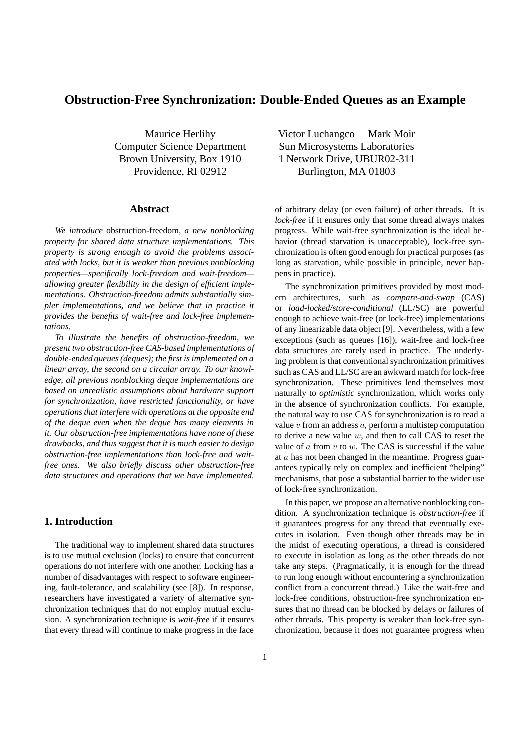# Obstruction-Free Synchronization: Double-Ended Queues as an Example

Maurice Herlihy
Computer Science Department
Brown University, Box 1910
Providence, RI 02912

Victor Luchangco    Mark Moir
Sun Microsystems Laboratories
1 Network Drive, UBUR02-311
Burlington, MA 01803

## Abstract

*We introduce* obstruction-freedom*, a new nonblocking property for shared data structure implementations. This property is strong enough to avoid the problems associated with locks, but it is weaker than previous nonblocking properties—specifically lock-freedom and wait-freedom—allowing greater flexibility in the design of efficient implementations. Obstruction-freedom admits substantially simpler implementations, and we believe that in practice it provides the benefits of wait-free and lock-free implementations.*

*To illustrate the benefits of obstruction-freedom, we present two obstruction-free CAS-based implementations of double-ended queues (deques); the first is implemented on a linear array, the second on a circular array. To our knowledge, all previous nonblocking deque implementations are based on unrealistic assumptions about hardware support for synchronization, have restricted functionality, or have operations that interfere with operations at the opposite end of the deque even when the deque has many elements in it. Our obstruction-free implementations have none of these drawbacks, and thus suggest that it is much easier to design obstruction-free implementations than lock-free and wait-free ones. We also briefly discuss other obstruction-free data structures and operations that we have implemented.*

## 1. Introduction

The traditional way to implement shared data structures is to use mutual exclusion (locks) to ensure that concurrent operations do not interfere with one another. Locking has a number of disadvantages with respect to software engineering, fault-tolerance, and scalability (see [8]). In response, researchers have investigated a variety of alternative synchronization techniques that do not employ mutual exclusion. A synchronization technique is *wait-free* if it ensures that every thread will continue to make progress in the face of arbitrary delay (or even failure) of other threads. It is *lock-free* if it ensures only that some thread always makes progress. While wait-free synchronization is the ideal behavior (thread starvation is unacceptable), lock-free synchronization is often good enough for practical purposes (as long as starvation, while possible in principle, never happens in practice).

The synchronization primitives provided by most modern architectures, such as *compare-and-swap* (CAS) or *load-locked/store-conditional* (LL/SC) are powerful enough to achieve wait-free (or lock-free) implementations of any linearizable data object [9]. Nevertheless, with a few exceptions (such as queues [16]), wait-free and lock-free data structures are rarely used in practice. The underlying problem is that conventional synchronization primitives such as CAS and LL/SC are an awkward match for lock-free synchronization. These primitives lend themselves most naturally to *optimistic* synchronization, which works only in the absence of synchronization conflicts. For example, the natural way to use CAS for synchronization is to read a value $v$ from an address $a$, perform a multistep computation to derive a new value $w$, and then to call CAS to reset the value of $a$ from $v$ to $w$. The CAS is successful if the value at $a$ has not been changed in the meantime. Progress guarantees typically rely on complex and inefficient "helping" mechanisms, that pose a substantial barrier to the wider use of lock-free synchronization.

In this paper, we propose an alternative nonblocking condition. A synchronization technique is *obstruction-free* if it guarantees progress for any thread that eventually executes in isolation. Even though other threads may be in the midst of executing operations, a thread is considered to execute in isolation as long as the other threads do not take any steps. (Pragmatically, it is enough for the thread to run long enough without encountering a synchronization conflict from a concurrent thread.) Like the wait-free and lock-free conditions, obstruction-free synchronization ensures that no thread can be blocked by delays or failures of other threads. This property is weaker than lock-free synchronization, because it does not guarantee progress when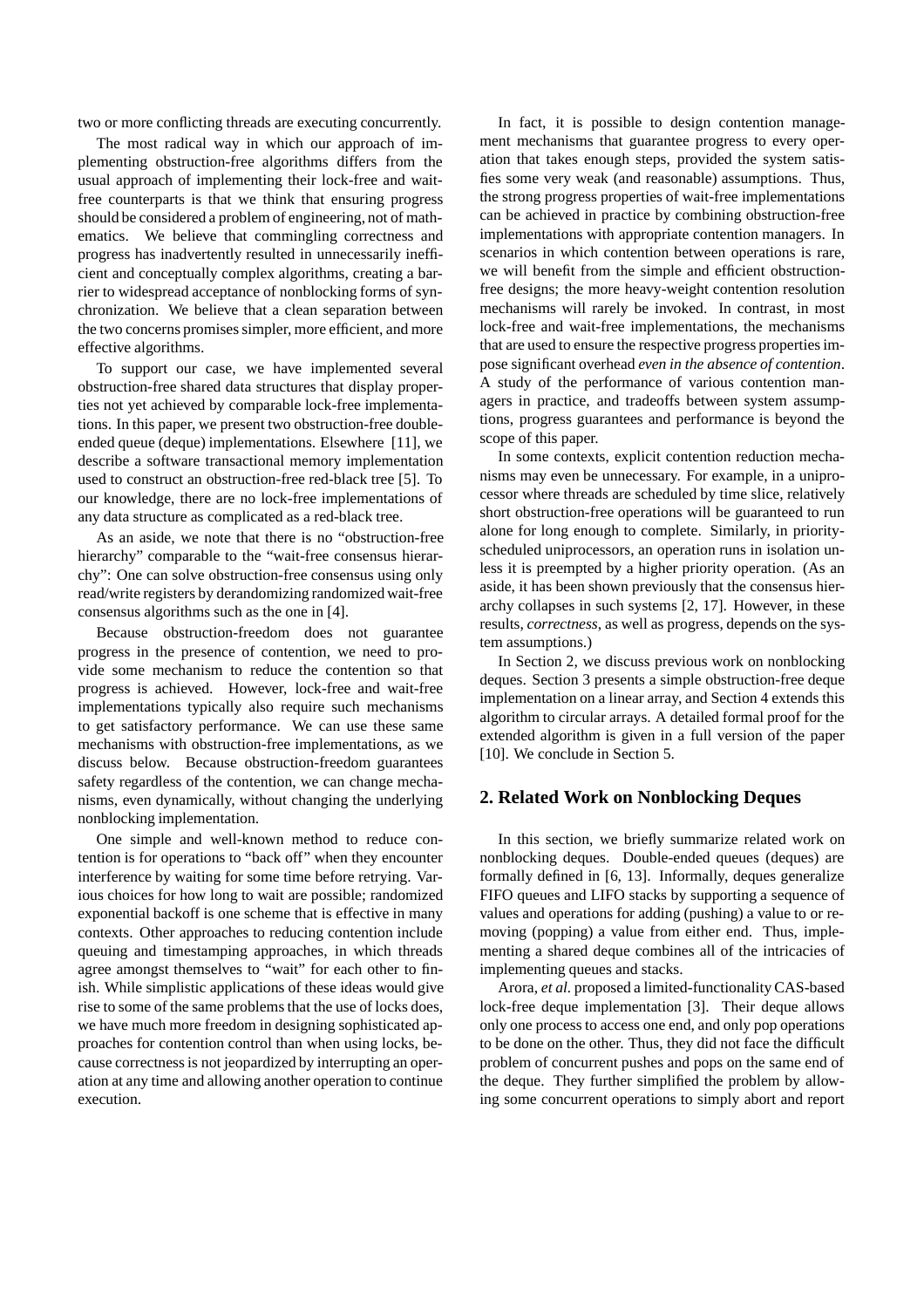two or more conflicting threads are executing concurrently.

The most radical way in which our approach of implementing obstruction-free algorithms differs from the usual approach of implementing their lock-free and wait-free counterparts is that we think that ensuring progress should be considered a problem of engineering, not of mathematics. We believe that commingling correctness and progress has inadvertently resulted in unnecessarily inefficient and conceptually complex algorithms, creating a barrier to widespread acceptance of nonblocking forms of synchronization. We believe that a clean separation between the two concerns promises simpler, more efficient, and more effective algorithms.

To support our case, we have implemented several obstruction-free shared data structures that display properties not yet achieved by comparable lock-free implementations. In this paper, we present two obstruction-free double-ended queue (deque) implementations. Elsewhere [11], we describe a software transactional memory implementation used to construct an obstruction-free red-black tree [5]. To our knowledge, there are no lock-free implementations of any data structure as complicated as a red-black tree.

As an aside, we note that there is no "obstruction-free hierarchy" comparable to the "wait-free consensus hierarchy": One can solve obstruction-free consensus using only read/write registers by derandomizing randomized wait-free consensus algorithms such as the one in [4].

Because obstruction-freedom does not guarantee progress in the presence of contention, we need to provide some mechanism to reduce the contention so that progress is achieved. However, lock-free and wait-free implementations typically also require such mechanisms to get satisfactory performance. We can use these same mechanisms with obstruction-free implementations, as we discuss below. Because obstruction-freedom guarantees safety regardless of the contention, we can change mechanisms, even dynamically, without changing the underlying nonblocking implementation.

One simple and well-known method to reduce contention is for operations to "back off" when they encounter interference by waiting for some time before retrying. Various choices for how long to wait are possible; randomized exponential backoff is one scheme that is effective in many contexts. Other approaches to reducing contention include queuing and timestamping approaches, in which threads agree amongst themselves to "wait" for each other to finish. While simplistic applications of these ideas would give rise to some of the same problems that the use of locks does, we have much more freedom in designing sophisticated approaches for contention control than when using locks, because correctness is not jeopardized by interrupting an operation at any time and allowing another operation to continue execution.

In fact, it is possible to design contention management mechanisms that guarantee progress to every operation that takes enough steps, provided the system satisfies some very weak (and reasonable) assumptions. Thus, the strong progress properties of wait-free implementations can be achieved in practice by combining obstruction-free implementations with appropriate contention managers. In scenarios in which contention between operations is rare, we will benefit from the simple and efficient obstruction-free designs; the more heavy-weight contention resolution mechanisms will rarely be invoked. In contrast, in most lock-free and wait-free implementations, the mechanisms that are used to ensure the respective progress properties impose significant overhead *even in the absence of contention*. A study of the performance of various contention managers in practice, and tradeoffs between system assumptions, progress guarantees and performance is beyond the scope of this paper.

In some contexts, explicit contention reduction mechanisms may even be unnecessary. For example, in a uniprocessor where threads are scheduled by time slice, relatively short obstruction-free operations will be guaranteed to run alone for long enough to complete. Similarly, in priority-scheduled uniprocessors, an operation runs in isolation unless it is preempted by a higher priority operation. (As an aside, it has been shown previously that the consensus hierarchy collapses in such systems [2, 17]. However, in these results, *correctness*, as well as progress, depends on the system assumptions.)

In Section 2, we discuss previous work on nonblocking deques. Section 3 presents a simple obstruction-free deque implementation on a linear array, and Section 4 extends this algorithm to circular arrays. A detailed formal proof for the extended algorithm is given in a full version of the paper [10]. We conclude in Section 5.

## 2. Related Work on Nonblocking Deques

In this section, we briefly summarize related work on nonblocking deques. Double-ended queues (deques) are formally defined in [6, 13]. Informally, deques generalize FIFO queues and LIFO stacks by supporting a sequence of values and operations for adding (pushing) a value to or removing (popping) a value from either end. Thus, implementing a shared deque combines all of the intricacies of implementing queues and stacks.

Arora, *et al.* proposed a limited-functionality CAS-based lock-free deque implementation [3]. Their deque allows only one process to access one end, and only pop operations to be done on the other. Thus, they did not face the difficult problem of concurrent pushes and pops on the same end of the deque. They further simplified the problem by allowing some concurrent operations to simply abort and report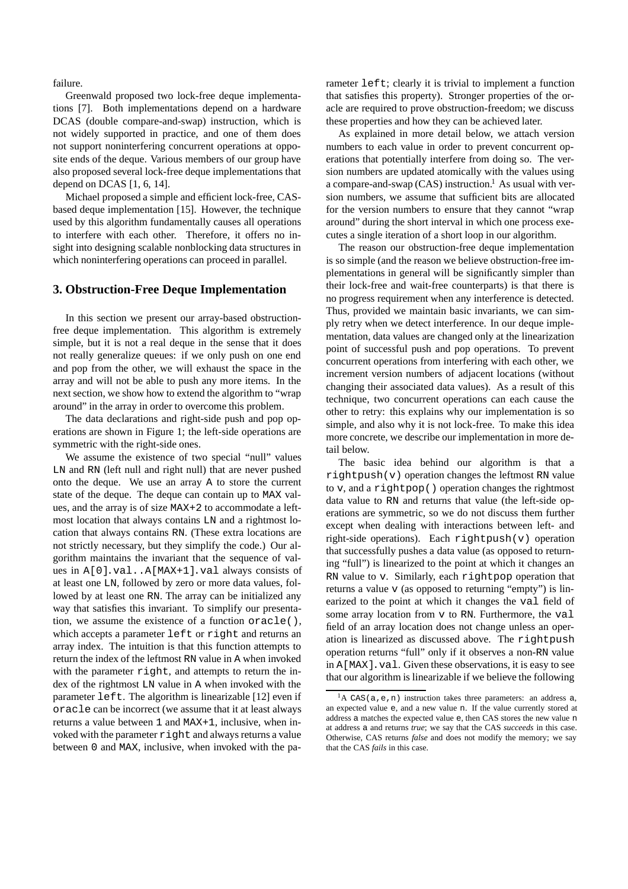failure.

Greenwald proposed two lock-free deque implementations [7]. Both implementations depend on a hardware DCAS (double compare-and-swap) instruction, which is not widely supported in practice, and one of them does not support noninterfering concurrent operations at opposite ends of the deque. Various members of our group have also proposed several lock-free deque implementations that depend on DCAS [1, 6, 14].

Michael proposed a simple and efficient lock-free, CAS-based deque implementation [15]. However, the technique used by this algorithm fundamentally causes all operations to interfere with each other. Therefore, it offers no insight into designing scalable nonblocking data structures in which noninterfering operations can proceed in parallel.

## 3. Obstruction-Free Deque Implementation

In this section we present our array-based obstruction-free deque implementation. This algorithm is extremely simple, but it is not a real deque in the sense that it does not really generalize queues: if we only push on one end and pop from the other, we will exhaust the space in the array and will not be able to push any more items. In the next section, we show how to extend the algorithm to "wrap around" in the array in order to overcome this problem.

The data declarations and right-side push and pop operations are shown in Figure 1; the left-side operations are symmetric with the right-side ones.

We assume the existence of two special "null" values `LN` and `RN` (left null and right null) that are never pushed onto the deque. We use an array `A` to store the current state of the deque. The deque can contain up to `MAX` values, and the array is of size `MAX+2` to accommodate a leftmost location that always contains `LN` and a rightmost location that always contains `RN`. (These extra locations are not strictly necessary, but they simplify the code.) Our algorithm maintains the invariant that the sequence of values in `A[0].val..A[MAX+1].val` always consists of at least one `LN`, followed by zero or more data values, followed by at least one `RN`. The array can be initialized any way that satisfies this invariant. To simplify our presentation, we assume the existence of a function `oracle()`, which accepts a parameter `left` or `right` and returns an array index. The intuition is that this function attempts to return the index of the leftmost `RN` value in `A` when invoked with the parameter `right`, and attempts to return the index of the rightmost `LN` value in `A` when invoked with the parameter `left`. The algorithm is linearizable [12] even if `oracle` can be incorrect (we assume that it at least always returns a value between `1` and `MAX+1`, inclusive, when invoked with the parameter `right` and always returns a value between `0` and `MAX`, inclusive, when invoked with the parameter `left`; clearly it is trivial to implement a function that satisfies this property). Stronger properties of the oracle are required to prove obstruction-freedom; we discuss these properties and how they can be achieved later.

As explained in more detail below, we attach version numbers to each value in order to prevent concurrent operations that potentially interfere from doing so. The version numbers are updated atomically with the values using a compare-and-swap (CAS) instruction.[1] As usual with version numbers, we assume that sufficient bits are allocated for the version numbers to ensure that they cannot "wrap around" during the short interval in which one process executes a single iteration of a short loop in our algorithm.

The reason our obstruction-free deque implementation is so simple (and the reason we believe obstruction-free implementations in general will be significantly simpler than their lock-free and wait-free counterparts) is that there is no progress requirement when any interference is detected. Thus, provided we maintain basic invariants, we can simply retry when we detect interference. In our deque implementation, data values are changed only at the linearization point of successful push and pop operations. To prevent concurrent operations from interfering with each other, we increment version numbers of adjacent locations (without changing their associated data values). As a result of this technique, two concurrent operations can each cause the other to retry: this explains why our implementation is so simple, and also why it is not lock-free. To make this idea more concrete, we describe our implementation in more detail below.

The basic idea behind our algorithm is that a `rightpush(v)` operation changes the leftmost `RN` value to `v`, and a `rightpop()` operation changes the rightmost data value to `RN` and returns that value (the left-side operations are symmetric, so we do not discuss them further except when dealing with interactions between left- and right-side operations). Each `rightpush(v)` operation that successfully pushes a data value (as opposed to returning "full") is linearized to the point at which it changes an `RN` value to `v`. Similarly, each `rightpop` operation that returns a value `v` (as opposed to returning "empty") is linearized to the point at which it changes the `val` field of some array location from `v` to `RN`. Furthermore, the `val` field of an array location does not change unless an operation is linearized as discussed above. The `rightpush` operation returns "full" only if it observes a non-`RN` value in `A[MAX].val`. Given these observations, it is easy to see that our algorithm is linearizable if we believe the following

[1] A `CAS(a,e,n)` instruction takes three parameters: an address `a`, an expected value `e`, and a new value `n`. If the value currently stored at address `a` matches the expected value `e`, then CAS stores the new value `n` at address `a` and returns *true*; we say that the CAS *succeeds* in this case. Otherwise, CAS returns *false* and does not modify the memory; we say that the CAS *fails* in this case.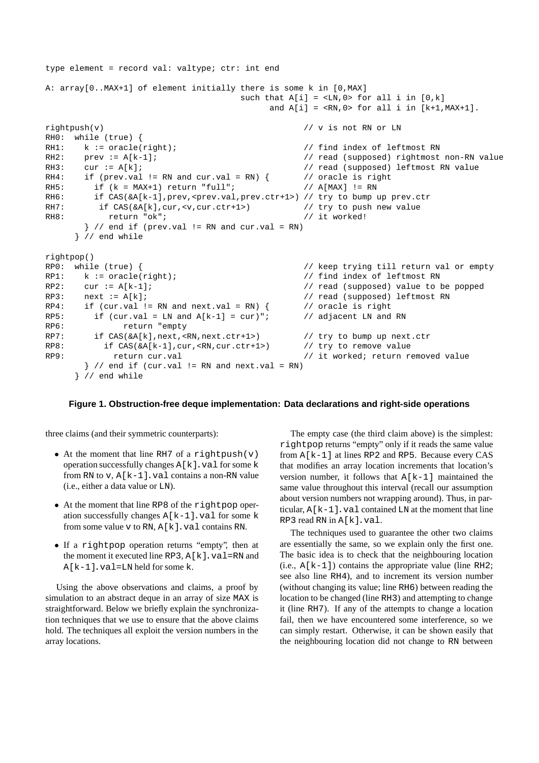```
type element = record val: valtype; ctr: int end

A: array[0..MAX+1] of element initially there is some k in [0,MAX]
                                        such that A[i] = <LN,0> for all i in [0,k]
                                              and A[i] = <RN,0> for all i in [k+1,MAX+1].

rightpush(v)                                        // v is not RN or LN
RH0:  while (true) {
RH1:    k := oracle(right);                         // find index of leftmost RN
RH2:    prev := A[k-1];                             // read (supposed) rightmost non-RN value
RH3:    cur := A[k];                                // read (supposed) leftmost RN value
RH4:    if (prev.val != RN and cur.val = RN) {      // oracle is right
RH5:      if (k = MAX+1) return "full";             // A[MAX] != RN
RH6:      if CAS(&A[k-1],prev,<prev.val,prev.ctr+1>) // try to bump up prev.ctr
RH7:       if CAS(&A[k],cur,<v,cur.ctr+1>)          // try to push new value
RH8:         return "ok";                           // it worked!
        } // end if (prev.val != RN and cur.val = RN)
      } // end while

rightpop()
RP0:  while (true) {                                // keep trying till return val or empty
RP1:    k := oracle(right);                         // find index of leftmost RN
RP2:    cur := A[k-1];                              // read (supposed) value to be popped
RP3:    next := A[k];                               // read (supposed) leftmost RN
RP4:    if (cur.val != RN and next.val = RN) {      // oracle is right
RP5:      if (cur.val = LN and A[k-1] = cur)";      // adjacent LN and RN
RP6:           return "empty
RP7:      if CAS(&A[k],next,<RN,next.ctr+1>)        // try to bump up next.ctr
RP8:        if CAS(&A[k-1],cur,<RN,cur.ctr+1>)      // try to remove value
RP9:          return cur.val                        // it worked; return removed value
        } // end if (cur.val != RN and next.val = RN)
      } // end while
```

**Figure 1. Obstruction-free deque implementation: Data declarations and right-side operations**

three claims (and their symmetric counterparts):

- At the moment that line RH7 of a `rightpush(v)` operation successfully changes `A[k].val` for some `k` from `RN` to `v`, `A[k-1].val` contains a non-`RN` value (i.e., either a data value or `LN`).
- At the moment that line RP8 of the `rightpop` operation successfully changes `A[k-1].val` for some `k` from some value `v` to `RN`, `A[k].val` contains `RN`.
- If a `rightpop` operation returns "empty", then at the moment it executed line RP3, `A[k].val=RN` and `A[k-1].val=LN` held for some `k`.

Using the above observations and claims, a proof by simulation to an abstract deque in an array of size MAX is straightforward. Below we briefly explain the synchronization techniques that we use to ensure that the above claims hold. The techniques all exploit the version numbers in the array locations.

The empty case (the third claim above) is the simplest: `rightpop` returns "empty" only if it reads the same value from `A[k-1]` at lines RP2 and RP5. Because every CAS that modifies an array location increments that location's version number, it follows that `A[k-1]` maintained the same value throughout this interval (recall our assumption about version numbers not wrapping around). Thus, in particular, `A[k-1].val` contained `LN` at the moment that line RP3 read `RN` in `A[k].val`.

The techniques used to guarantee the other two claims are essentially the same, so we explain only the first one. The basic idea is to check that the neighbouring location (i.e., `A[k-1]`) contains the appropriate value (line RH2; see also line RH4), and to increment its version number (without changing its value; line RH6) between reading the location to be changed (line RH3) and attempting to change it (line RH7). If any of the attempts to change a location fail, then we have encountered some interference, so we can simply restart. Otherwise, it can be shown easily that the neighbouring location did not change to RN between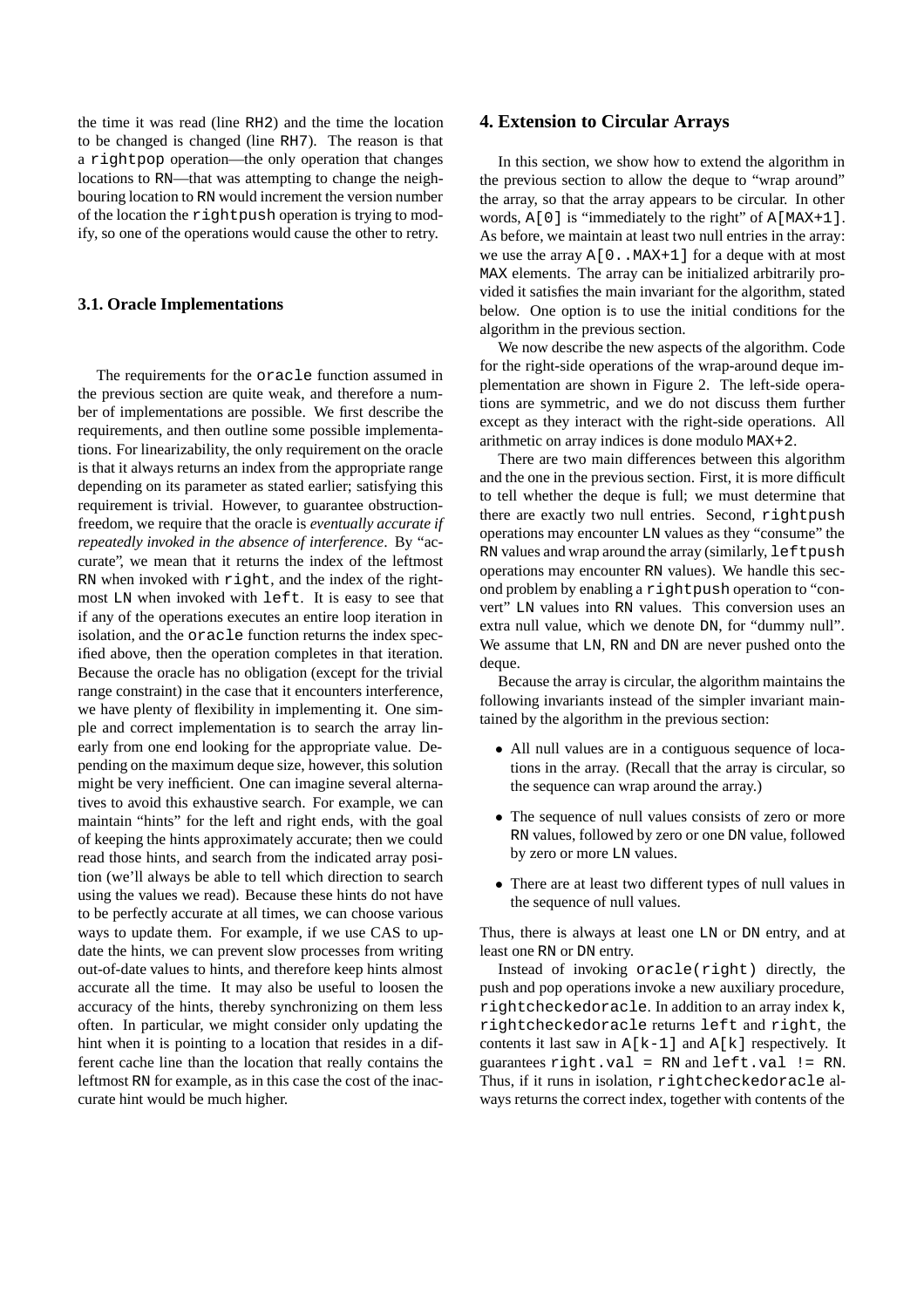the time it was read (line RH2) and the time the location to be changed is changed (line RH7). The reason is that a rightpop operation—the only operation that changes locations to RN—that was attempting to change the neighbouring location to RN would increment the version number of the location the rightpush operation is trying to modify, so one of the operations would cause the other to retry.

### 3.1. Oracle Implementations

The requirements for the oracle function assumed in the previous section are quite weak, and therefore a number of implementations are possible. We first describe the requirements, and then outline some possible implementations. For linearizability, the only requirement on the oracle is that it always returns an index from the appropriate range depending on its parameter as stated earlier; satisfying this requirement is trivial. However, to guarantee obstruction-freedom, we require that the oracle is *eventually accurate if repeatedly invoked in the absence of interference*. By "accurate", we mean that it returns the index of the leftmost RN when invoked with right, and the index of the rightmost LN when invoked with left. It is easy to see that if any of the operations executes an entire loop iteration in isolation, and the oracle function returns the index specified above, then the operation completes in that iteration. Because the oracle has no obligation (except for the trivial range constraint) in the case that it encounters interference, we have plenty of flexibility in implementing it. One simple and correct implementation is to search the array linearly from one end looking for the appropriate value. Depending on the maximum deque size, however, this solution might be very inefficient. One can imagine several alternatives to avoid this exhaustive search. For example, we can maintain "hints" for the left and right ends, with the goal of keeping the hints approximately accurate; then we could read those hints, and search from the indicated array position (we'll always be able to tell which direction to search using the values we read). Because these hints do not have to be perfectly accurate at all times, we can choose various ways to update them. For example, if we use CAS to update the hints, we can prevent slow processes from writing out-of-date values to hints, and therefore keep hints almost accurate all the time. It may also be useful to loosen the accuracy of the hints, thereby synchronizing on them less often. In particular, we might consider only updating the hint when it is pointing to a location that resides in a different cache line than the location that really contains the leftmost RN for example, as in this case the cost of the inaccurate hint would be much higher.

## 4. Extension to Circular Arrays

In this section, we show how to extend the algorithm in the previous section to allow the deque to "wrap around" the array, so that the array appears to be circular. In other words, A[0] is "immediately to the right" of A[MAX+1]. As before, we maintain at least two null entries in the array: we use the array A[0..MAX+1] for a deque with at most MAX elements. The array can be initialized arbitrarily provided it satisfies the main invariant for the algorithm, stated below. One option is to use the initial conditions for the algorithm in the previous section.

We now describe the new aspects of the algorithm. Code for the right-side operations of the wrap-around deque implementation are shown in Figure 2. The left-side operations are symmetric, and we do not discuss them further except as they interact with the right-side operations. All arithmetic on array indices is done modulo MAX+2.

There are two main differences between this algorithm and the one in the previous section. First, it is more difficult to tell whether the deque is full; we must determine that there are exactly two null entries. Second, rightpush operations may encounter LN values as they "consume" the RN values and wrap around the array (similarly, leftpush operations may encounter RN values). We handle this second problem by enabling a rightpush operation to "convert" LN values into RN values. This conversion uses an extra null value, which we denote DN, for "dummy null". We assume that LN, RN and DN are never pushed onto the deque.

Because the array is circular, the algorithm maintains the following invariants instead of the simpler invariant maintained by the algorithm in the previous section:

- All null values are in a contiguous sequence of locations in the array. (Recall that the array is circular, so the sequence can wrap around the array.)
- The sequence of null values consists of zero or more RN values, followed by zero or one DN value, followed by zero or more LN values.
- There are at least two different types of null values in the sequence of null values.

Thus, there is always at least one LN or DN entry, and at least one RN or DN entry.

Instead of invoking oracle(right) directly, the push and pop operations invoke a new auxiliary procedure, rightcheckedoracle. In addition to an array index k, rightcheckedoracle returns left and right, the contents it last saw in A[k-1] and A[k] respectively. It guarantees right.val = RN and left.val != RN. Thus, if it runs in isolation, rightcheckedoracle always returns the correct index, together with contents of the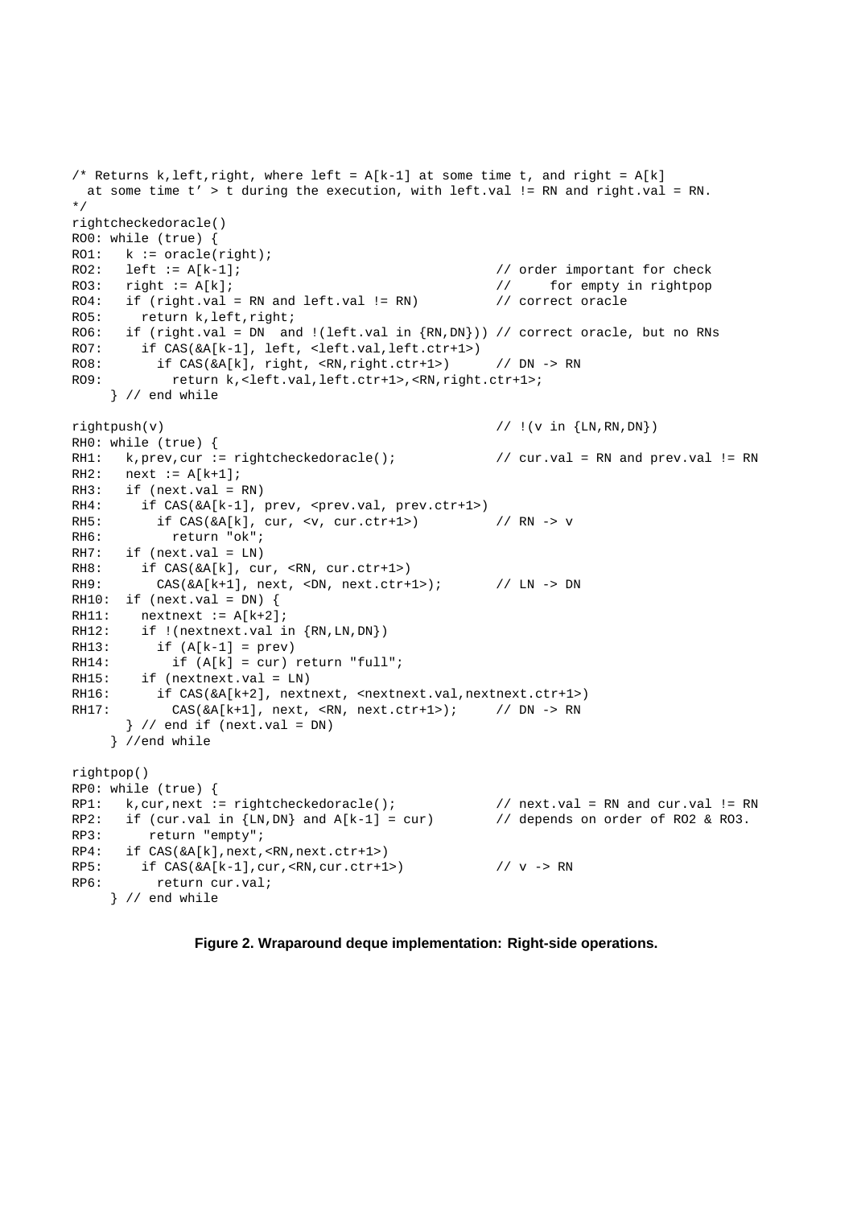```
/* Returns k,left,right, where left = A[k-1] at some time t, and right = A[k]
  at some time t' > t during the execution, with left.val != RN and right.val = RN.
*/
rightcheckedoracle()
RO0: while (true) {
RO1:   k := oracle(right);
RO2:   left := A[k-1];                              // order important for check
RO3:   right := A[k];                               //     for empty in rightpop
RO4:   if (right.val = RN and left.val != RN)       // correct oracle
RO5:     return k,left,right;
RO6:   if (right.val = DN  and !(left.val in {RN,DN})) // correct oracle, but no RNs
RO7:     if CAS(&A[k-1], left, <left.val,left.ctr+1>)
RO8:       if CAS(&A[k], right, <RN,right.ctr+1>)      // DN -> RN
RO9:         return k,<left.val,left.ctr+1>,<RN,right.ctr+1>;
     } // end while

rightpush(v)                                        // !(v in {LN,RN,DN})
RH0: while (true) {
RH1:   k,prev,cur := rightcheckedoracle();          // cur.val = RN and prev.val != RN
RH2:   next := A[k+1];
RH3:   if (next.val = RN)
RH4:     if CAS(&A[k-1], prev, <prev.val, prev.ctr+1>)
RH5:       if CAS(&A[k], cur, <v, cur.ctr+1>)        // RN -> v
RH6:         return "ok";
RH7:   if (next.val = LN)
RH8:     if CAS(&A[k], cur, <RN, cur.ctr+1>)
RH9:       CAS(&A[k+1], next, <DN, next.ctr+1>);     // LN -> DN
RH10:  if (next.val = DN) {
RH11:    nextnext := A[k+2];
RH12:    if !(nextnext.val in {RN,LN,DN})
RH13:      if (A[k-1] = prev)
RH14:        if (A[k] = cur) return "full";
RH15:    if (nextnext.val = LN)
RH16:      if CAS(&A[k+2], nextnext, <nextnext.val,nextnext.ctr+1>)
RH17:        CAS(&A[k+1], next, <RN, next.ctr+1>);   // DN -> RN
       } // end if (next.val = DN)
     } //end while

rightpop()
RP0: while (true) {
RP1:   k,cur,next := rightcheckedoracle();          // next.val = RN and cur.val != RN
RP2:   if (cur.val in {LN,DN} and A[k-1] = cur)     // depends on order of RO2 & RO3.
RP3:     return "empty";
RP4:   if CAS(&A[k],next,<RN,next.ctr+1>)
RP5:     if CAS(&A[k-1],cur,<RN,cur.ctr+1>)          // v -> RN
RP6:       return cur.val;
     } // end while
```

**Figure 2. Wraparound deque implementation: Right-side operations.**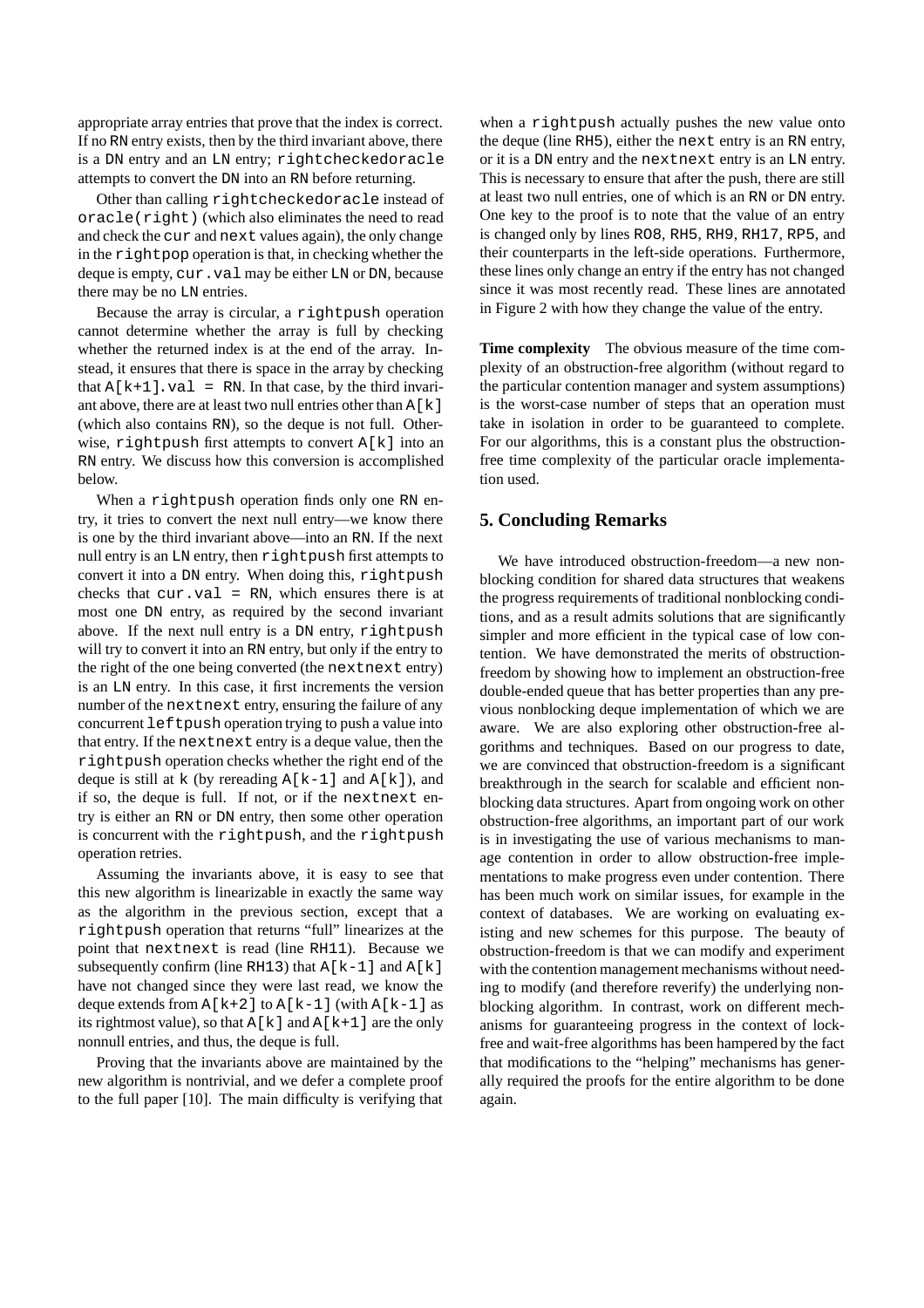appropriate array entries that prove that the index is correct. If no RN entry exists, then by the third invariant above, there is a DN entry and an LN entry; rightcheckedoracle attempts to convert the DN into an RN before returning.

Other than calling rightcheckedoracle instead of oracle(right) (which also eliminates the need to read and check the cur and next values again), the only change in the rightpop operation is that, in checking whether the deque is empty, cur.val may be either LN or DN, because there may be no LN entries.

Because the array is circular, a rightpush operation cannot determine whether the array is full by checking whether the returned index is at the end of the array. Instead, it ensures that there is space in the array by checking that A[k+1].val = RN. In that case, by the third invariant above, there are at least two null entries other than A[k] (which also contains RN), so the deque is not full. Otherwise, rightpush first attempts to convert A[k] into an RN entry. We discuss how this conversion is accomplished below.

When a rightpush operation finds only one RN entry, it tries to convert the next null entry—we know there is one by the third invariant above—into an RN. If the next null entry is an LN entry, then rightpush first attempts to convert it into a DN entry. When doing this, rightpush checks that cur.val = RN, which ensures there is at most one DN entry, as required by the second invariant above. If the next null entry is a DN entry, rightpush will try to convert it into an RN entry, but only if the entry to the right of the one being converted (the nextnext entry) is an LN entry. In this case, it first increments the version number of the nextnext entry, ensuring the failure of any concurrent leftpush operation trying to push a value into that entry. If the nextnext entry is a deque value, then the rightpush operation checks whether the right end of the deque is still at k (by rereading A[k-1] and A[k]), and if so, the deque is full. If not, or if the nextnext entry is either an RN or DN entry, then some other operation is concurrent with the rightpush, and the rightpush operation retries.

Assuming the invariants above, it is easy to see that this new algorithm is linearizable in exactly the same way as the algorithm in the previous section, except that a rightpush operation that returns "full" linearizes at the point that nextnext is read (line RH11). Because we subsequently confirm (line RH13) that A[k-1] and A[k] have not changed since they were last read, we know the deque extends from A[k+2] to A[k-1] (with A[k-1] as its rightmost value), so that A[k] and A[k+1] are the only nonnull entries, and thus, the deque is full.

Proving that the invariants above are maintained by the new algorithm is nontrivial, and we defer a complete proof to the full paper [10]. The main difficulty is verifying that when a rightpush actually pushes the new value onto the deque (line RH5), either the next entry is an RN entry, or it is a DN entry and the nextnext entry is an LN entry. This is necessary to ensure that after the push, there are still at least two null entries, one of which is an RN or DN entry. One key to the proof is to note that the value of an entry is changed only by lines RO8, RH5, RH9, RH17, RP5, and their counterparts in the left-side operations. Furthermore, these lines only change an entry if the entry has not changed since it was most recently read. These lines are annotated in Figure 2 with how they change the value of the entry.

**Time complexity** The obvious measure of the time complexity of an obstruction-free algorithm (without regard to the particular contention manager and system assumptions) is the worst-case number of steps that an operation must take in isolation in order to be guaranteed to complete. For our algorithms, this is a constant plus the obstruction-free time complexity of the particular oracle implementation used.

## 5. Concluding Remarks

We have introduced obstruction-freedom—a new nonblocking condition for shared data structures that weakens the progress requirements of traditional nonblocking conditions, and as a result admits solutions that are significantly simpler and more efficient in the typical case of low contention. We have demonstrated the merits of obstruction-freedom by showing how to implement an obstruction-free double-ended queue that has better properties than any previous nonblocking deque implementation of which we are aware. We are also exploring other obstruction-free algorithms and techniques. Based on our progress to date, we are convinced that obstruction-freedom is a significant breakthrough in the search for scalable and efficient nonblocking data structures. Apart from ongoing work on other obstruction-free algorithms, an important part of our work is in investigating the use of various mechanisms to manage contention in order to allow obstruction-free implementations to make progress even under contention. There has been much work on similar issues, for example in the context of databases. We are working on evaluating existing and new schemes for this purpose. The beauty of obstruction-freedom is that we can modify and experiment with the contention management mechanisms without needing to modify (and therefore reverify) the underlying nonblocking algorithm. In contrast, work on different mechanisms for guaranteeing progress in the context of lock-free and wait-free algorithms has been hampered by the fact that modifications to the "helping" mechanisms has generally required the proofs for the entire algorithm to be done again.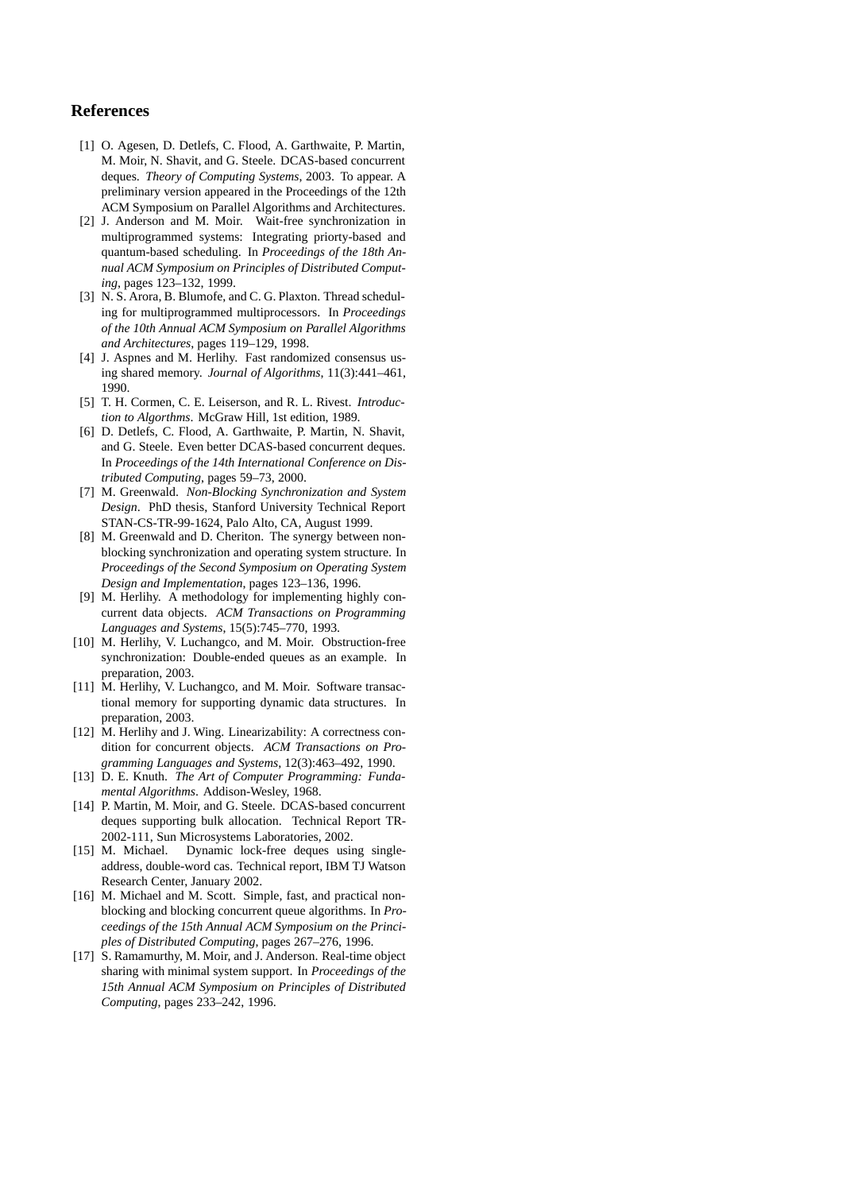## References

[1] O. Agesen, D. Detlefs, C. Flood, A. Garthwaite, P. Martin, M. Moir, N. Shavit, and G. Steele. DCAS-based concurrent deques. *Theory of Computing Systems*, 2003. To appear. A preliminary version appeared in the Proceedings of the 12th ACM Symposium on Parallel Algorithms and Architectures.

[2] J. Anderson and M. Moir. Wait-free synchronization in multiprogrammed systems: Integrating priorty-based and quantum-based scheduling. In *Proceedings of the 18th Annual ACM Symposium on Principles of Distributed Computing*, pages 123–132, 1999.

[3] N. S. Arora, B. Blumofe, and C. G. Plaxton. Thread scheduling for multiprogrammed multiprocessors. In *Proceedings of the 10th Annual ACM Symposium on Parallel Algorithms and Architectures*, pages 119–129, 1998.

[4] J. Aspnes and M. Herlihy. Fast randomized consensus using shared memory. *Journal of Algorithms*, 11(3):441–461, 1990.

[5] T. H. Cormen, C. E. Leiserson, and R. L. Rivest. *Introduction to Algorthms*. McGraw Hill, 1st edition, 1989.

[6] D. Detlefs, C. Flood, A. Garthwaite, P. Martin, N. Shavit, and G. Steele. Even better DCAS-based concurrent deques. In *Proceedings of the 14th International Conference on Distributed Computing*, pages 59–73, 2000.

[7] M. Greenwald. *Non-Blocking Synchronization and System Design*. PhD thesis, Stanford University Technical Report STAN-CS-TR-99-1624, Palo Alto, CA, August 1999.

[8] M. Greenwald and D. Cheriton. The synergy between non-blocking synchronization and operating system structure. In *Proceedings of the Second Symposium on Operating System Design and Implementation*, pages 123–136, 1996.

[9] M. Herlihy. A methodology for implementing highly concurrent data objects. *ACM Transactions on Programming Languages and Systems*, 15(5):745–770, 1993.

[10] M. Herlihy, V. Luchangco, and M. Moir. Obstruction-free synchronization: Double-ended queues as an example. In preparation, 2003.

[11] M. Herlihy, V. Luchangco, and M. Moir. Software transactional memory for supporting dynamic data structures. In preparation, 2003.

[12] M. Herlihy and J. Wing. Linearizability: A correctness condition for concurrent objects. *ACM Transactions on Programming Languages and Systems*, 12(3):463–492, 1990.

[13] D. E. Knuth. *The Art of Computer Programming: Fundamental Algorithms*. Addison-Wesley, 1968.

[14] P. Martin, M. Moir, and G. Steele. DCAS-based concurrent deques supporting bulk allocation. Technical Report TR-2002-111, Sun Microsystems Laboratories, 2002.

[15] M. Michael. Dynamic lock-free deques using single-address, double-word cas. Technical report, IBM TJ Watson Research Center, January 2002.

[16] M. Michael and M. Scott. Simple, fast, and practical non-blocking and blocking concurrent queue algorithms. In *Proceedings of the 15th Annual ACM Symposium on the Principles of Distributed Computing*, pages 267–276, 1996.

[17] S. Ramamurthy, M. Moir, and J. Anderson. Real-time object sharing with minimal system support. In *Proceedings of the 15th Annual ACM Symposium on Principles of Distributed Computing*, pages 233–242, 1996.